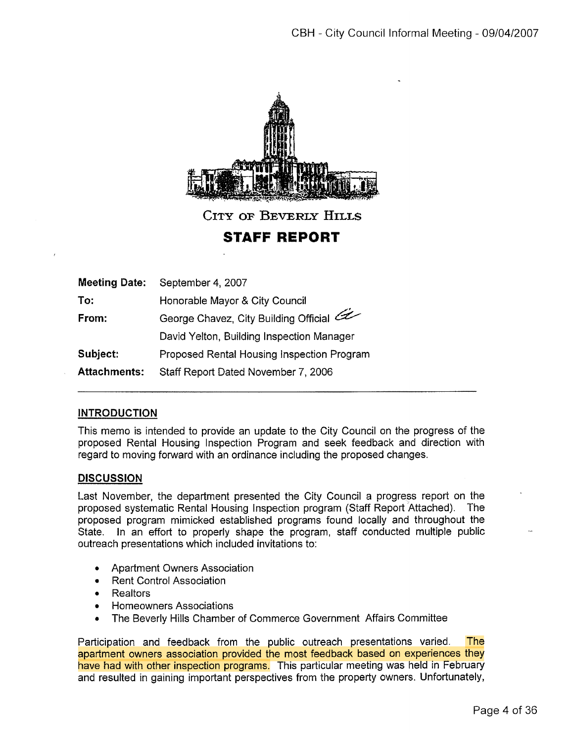# City of Beverly Hills

## STAFF REPORT

| | |
|---|---|
| **Meeting Date:** | September 4, 2007 |
| **To:** | Honorable Mayor & City Council |
| **From:** | George Chavez, City Building Official |
| | David Yelton, Building Inspection Manager |
| **Subject:** | Proposed Rental Housing Inspection Program |
| **Attachments:** | Staff Report Dated November 7, 2006 |

### INTRODUCTION

This memo is intended to provide an update to the City Council on the progress of the proposed Rental Housing Inspection Program and seek feedback and direction with regard to moving forward with an ordinance including the proposed changes.

### DISCUSSION

Last November, the department presented the City Council a progress report on the proposed systematic Rental Housing Inspection program (Staff Report Attached). The proposed program mimicked established programs found locally and throughout the State. In an effort to properly shape the program, staff conducted multiple public outreach presentations which included invitations to:

- Apartment Owners Association
- Rent Control Association
- Realtors
- Homeowners Associations
- The Beverly Hills Chamber of Commerce Government Affairs Committee

Participation and feedback from the public outreach presentations varied. The apartment owners association provided the most feedback based on experiences they have had with other inspection programs. This particular meeting was held in February and resulted in gaining important perspectives from the property owners. Unfortunately,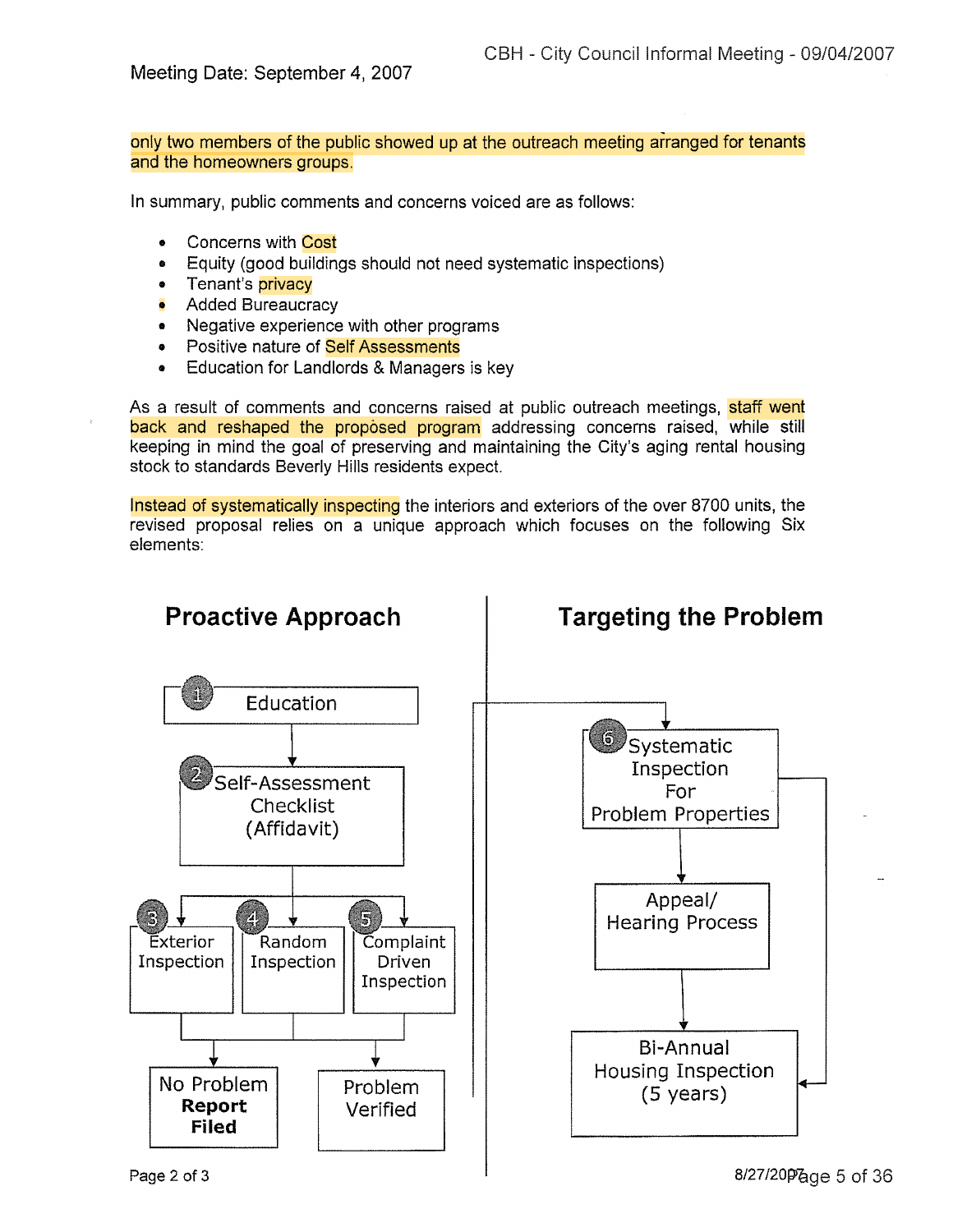Meeting Date: September 4, 2007

only two members of the public showed up at the outreach meeting arranged for tenants and the homeowners groups.

In summary, public comments and concerns voiced are as follows:

- Concerns with Cost
- Equity (good buildings should not need systematic inspections)
- Tenant's privacy
- Added Bureaucracy
- Negative experience with other programs
- Positive nature of Self Assessments
- Education for Landlords & Managers is key

As a result of comments and concerns raised at public outreach meetings, staff went back and reshaped the proposed program addressing concerns raised, while still keeping in mind the goal of preserving and maintaining the City's aging rental housing stock to standards Beverly Hills residents expect.

Instead of systematically inspecting the interiors and exteriors of the over 8700 units, the revised proposal relies on a unique approach which focuses on the following Six elements:

## Proactive Approach

1. Education
2. Self-Assessment Checklist (Affidavit)
3. Exterior Inspection
4. Random Inspection
5. Complaint Driven Inspection

- No Problem **Report Filed**
- Problem Verified

## Targeting the Problem

6. Systematic Inspection For Problem Properties

- Appeal/ Hearing Process
- Bi-Annual Housing Inspection (5 years)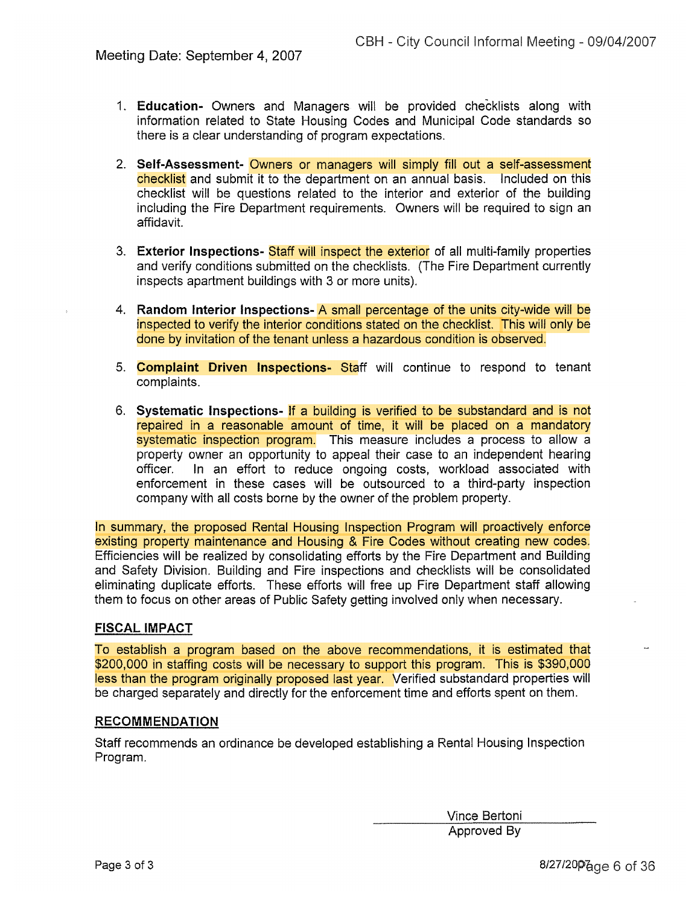Meeting Date: September 4, 2007

1. **Education-** Owners and Managers will be provided checklists along with information related to State Housing Codes and Municipal Code standards so there is a clear understanding of program expectations.

2. **Self-Assessment-** Owners or managers will simply fill out a self-assessment checklist and submit it to the department on an annual basis. Included on this checklist will be questions related to the interior and exterior of the building including the Fire Department requirements. Owners will be required to sign an affidavit.

3. **Exterior Inspections-** Staff will inspect the exterior of all multi-family properties and verify conditions submitted on the checklists. (The Fire Department currently inspects apartment buildings with 3 or more units).

4. **Random Interior Inspections-** A small percentage of the units city-wide will be inspected to verify the interior conditions stated on the checklist. This will only be done by invitation of the tenant unless a hazardous condition is observed.

5. **Complaint Driven Inspections-** Staff will continue to respond to tenant complaints.

6. **Systematic Inspections-** If a building is verified to be substandard and is not repaired in a reasonable amount of time, it will be placed on a mandatory systematic inspection program. This measure includes a process to allow a property owner an opportunity to appeal their case to an independent hearing officer. In an effort to reduce ongoing costs, workload associated with enforcement in these cases will be outsourced to a third-party inspection company with all costs borne by the owner of the problem property.

In summary, the proposed Rental Housing Inspection Program will proactively enforce existing property maintenance and Housing & Fire Codes without creating new codes. Efficiencies will be realized by consolidating efforts by the Fire Department and Building and Safety Division. Building and Fire inspections and checklists will be consolidated eliminating duplicate efforts. These efforts will free up Fire Department staff allowing them to focus on other areas of Public Safety getting involved only when necessary.

## FISCAL IMPACT

To establish a program based on the above recommendations, it is estimated that $200,000 in staffing costs will be necessary to support this program. This is $390,000 less than the program originally proposed last year. Verified substandard properties will be charged separately and directly for the enforcement time and efforts spent on them.

## RECOMMENDATION

Staff recommends an ordinance be developed establishing a Rental Housing Inspection Program.

Vince Bertoni
Approved By

8/27/2007